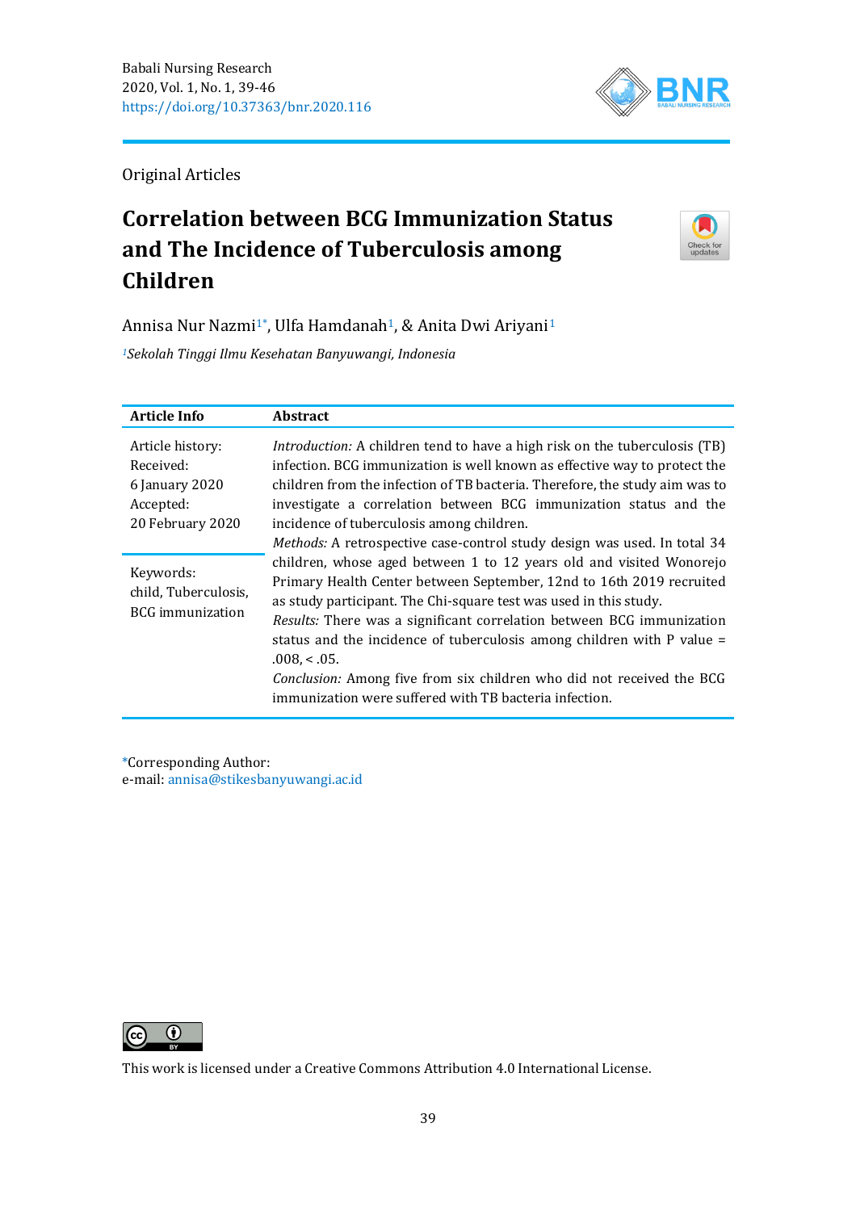Original Articles

# Correlation between BCG Immunization Status and The Incidence of Tuberculosis among Children

Annisa Nur Nazmi[1*], Ulfa Hamdanah[1], & Anita Dwi Ariyani[1]

[1]*Sekolah Tinggi Ilmu Kesehatan Banyuwangi, Indonesia*

| Article Info | Abstract |
|---|---|
| Article history:<br>Received:<br>6 January 2020<br>Accepted:<br>20 February 2020<br><br>Keywords:<br>child, Tuberculosis, BCG immunization | *Introduction:* A children tend to have a high risk on the tuberculosis (TB) infection. BCG immunization is well known as effective way to protect the children from the infection of TB bacteria. Therefore, the study aim was to investigate a correlation between BCG immunization status and the incidence of tuberculosis among children.<br>*Methods:* A retrospective case-control study design was used. In total 34 children, whose aged between 1 to 12 years old and visited Wonorejo Primary Health Center between September, 12nd to 16th 2019 recruited as study participant. The Chi-square test was used in this study.<br>*Results:* There was a significant correlation between BCG immunization status and the incidence of tuberculosis among children with P value = .008, < .05.<br>*Conclusion:* Among five from six children who did not received the BCG immunization were suffered with TB bacteria infection. |

*Corresponding Author:
e-mail: annisa@stikesbanyuwangi.ac.id

This work is licensed under a Creative Commons Attribution 4.0 International License.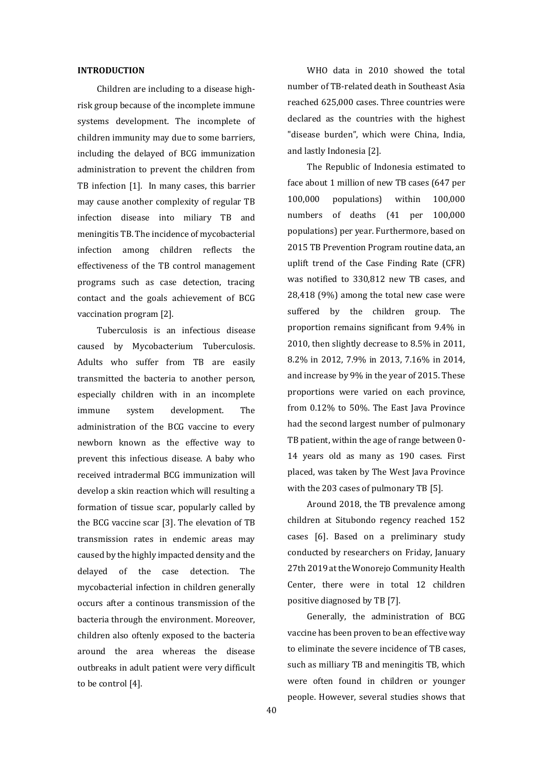## INTRODUCTION

Children are including to a disease high-risk group because of the incomplete immune systems development. The incomplete of children immunity may due to some barriers, including the delayed of BCG immunization administration to prevent the children from TB infection [1]. In many cases, this barrier may cause another complexity of regular TB infection disease into miliary TB and meningitis TB. The incidence of mycobacterial infection among children reflects the effectiveness of the TB control management programs such as case detection, tracing contact and the goals achievement of BCG vaccination program [2].

Tuberculosis is an infectious disease caused by Mycobacterium Tuberculosis. Adults who suffer from TB are easily transmitted the bacteria to another person, especially children with in an incomplete immune system development. The administration of the BCG vaccine to every newborn known as the effective way to prevent this infectious disease. A baby who received intradermal BCG immunization will develop a skin reaction which will resulting a formation of tissue scar, popularly called by the BCG vaccine scar [3]. The elevation of TB transmission rates in endemic areas may caused by the highly impacted density and the delayed of the case detection. The mycobacterial infection in children generally occurs after a continous transmission of the bacteria through the environment. Moreover, children also oftenly exposed to the bacteria around the area whereas the disease outbreaks in adult patient were very difficult to be control [4].

WHO data in 2010 showed the total number of TB-related death in Southeast Asia reached 625,000 cases. Three countries were declared as the countries with the highest "disease burden", which were China, India, and lastly Indonesia [2].

The Republic of Indonesia estimated to face about 1 million of new TB cases (647 per 100,000 populations) within 100,000 numbers of deaths (41 per 100,000 populations) per year. Furthermore, based on 2015 TB Prevention Program routine data, an uplift trend of the Case Finding Rate (CFR) was notified to 330,812 new TB cases, and 28,418 (9%) among the total new case were suffered by the children group. The proportion remains significant from 9.4% in 2010, then slightly decrease to 8.5% in 2011, 8.2% in 2012, 7.9% in 2013, 7.16% in 2014, and increase by 9% in the year of 2015. These proportions were varied on each province, from 0.12% to 50%. The East Java Province had the second largest number of pulmonary TB patient, within the age of range between 0-14 years old as many as 190 cases. First placed, was taken by The West Java Province with the 203 cases of pulmonary TB [5].

Around 2018, the TB prevalence among children at Situbondo regency reached 152 cases [6]. Based on a preliminary study conducted by researchers on Friday, January 27th 2019 at the Wonorejo Community Health Center, there were in total 12 children positive diagnosed by TB [7].

Generally, the administration of BCG vaccine has been proven to be an effective way to eliminate the severe incidence of TB cases, such as milliary TB and meningitis TB, which were often found in children or younger people. However, several studies shows that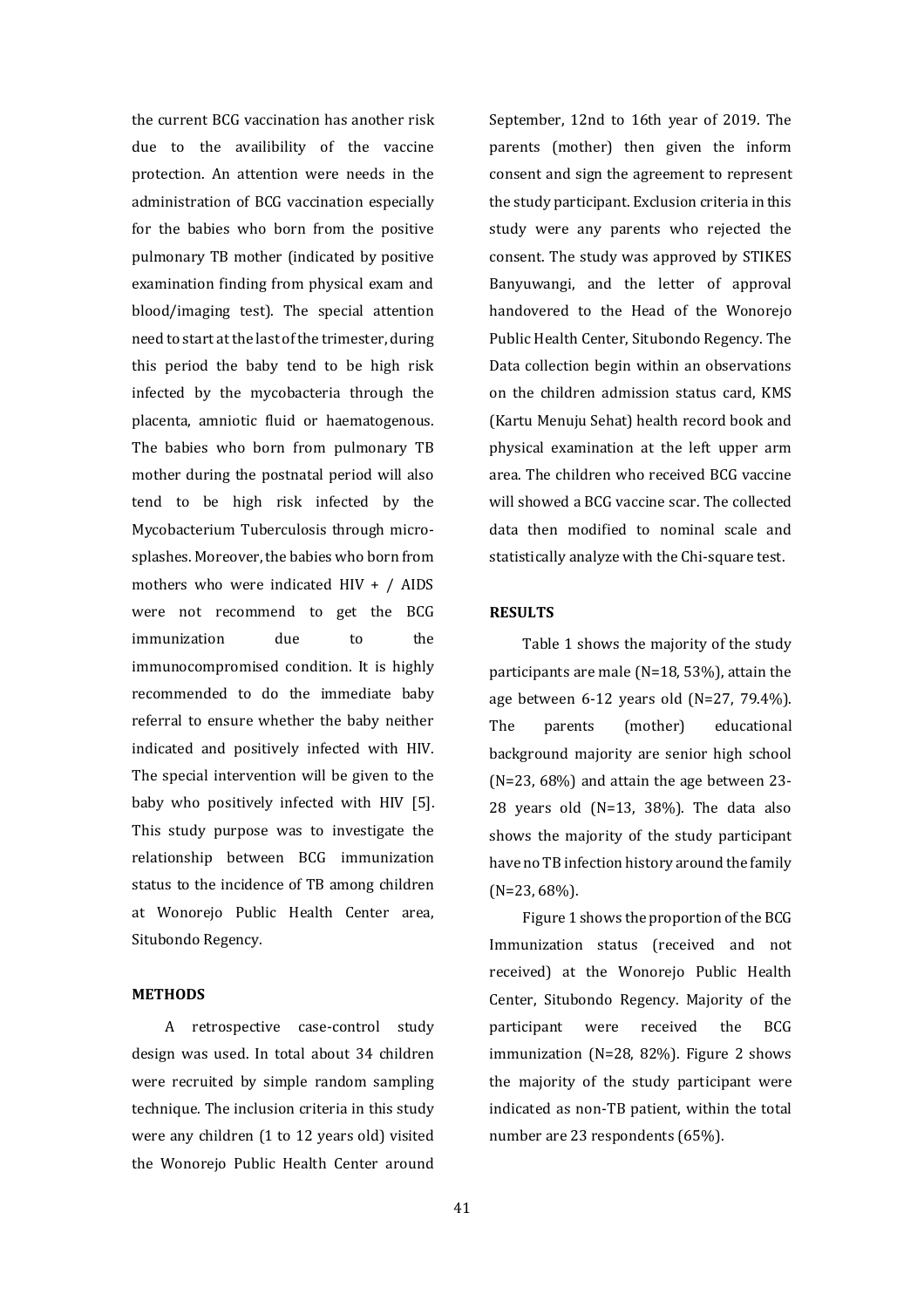the current BCG vaccination has another risk due to the availibility of the vaccine protection. An attention were needs in the administration of BCG vaccination especially for the babies who born from the positive pulmonary TB mother (indicated by positive examination finding from physical exam and blood/imaging test). The special attention need to start at the last of the trimester, during this period the baby tend to be high risk infected by the mycobacteria through the placenta, amniotic fluid or haematogenous. The babies who born from pulmonary TB mother during the postnatal period will also tend to be high risk infected by the Mycobacterium Tuberculosis through micro-splashes. Moreover, the babies who born from mothers who were indicated HIV + / AIDS were not recommend to get the BCG immunization due to the immunocompromised condition. It is highly recommended to do the immediate baby referral to ensure whether the baby neither indicated and positively infected with HIV. The special intervention will be given to the baby who positively infected with HIV [5]. This study purpose was to investigate the relationship between BCG immunization status to the incidence of TB among children at Wonorejo Public Health Center area, Situbondo Regency.

## METHODS

A retrospective case-control study design was used. In total about 34 children were recruited by simple random sampling technique. The inclusion criteria in this study were any children (1 to 12 years old) visited the Wonorejo Public Health Center around September, 12nd to 16th year of 2019. The parents (mother) then given the inform consent and sign the agreement to represent the study participant. Exclusion criteria in this study were any parents who rejected the consent. The study was approved by STIKES Banyuwangi, and the letter of approval handovered to the Head of the Wonorejo Public Health Center, Situbondo Regency. The Data collection begin within an observations on the children admission status card, KMS (Kartu Menuju Sehat) health record book and physical examination at the left upper arm area. The children who received BCG vaccine will showed a BCG vaccine scar. The collected data then modified to nominal scale and statistically analyze with the Chi-square test.

## RESULTS

Table 1 shows the majority of the study participants are male (N=18, 53%), attain the age between 6-12 years old (N=27, 79.4%). The parents (mother) educational background majority are senior high school (N=23, 68%) and attain the age between 23-28 years old (N=13, 38%). The data also shows the majority of the study participant have no TB infection history around the family (N=23, 68%).

Figure 1 shows the proportion of the BCG Immunization status (received and not received) at the Wonorejo Public Health Center, Situbondo Regency. Majority of the participant were received the BCG immunization (N=28, 82%). Figure 2 shows the majority of the study participant were indicated as non-TB patient, within the total number are 23 respondents (65%).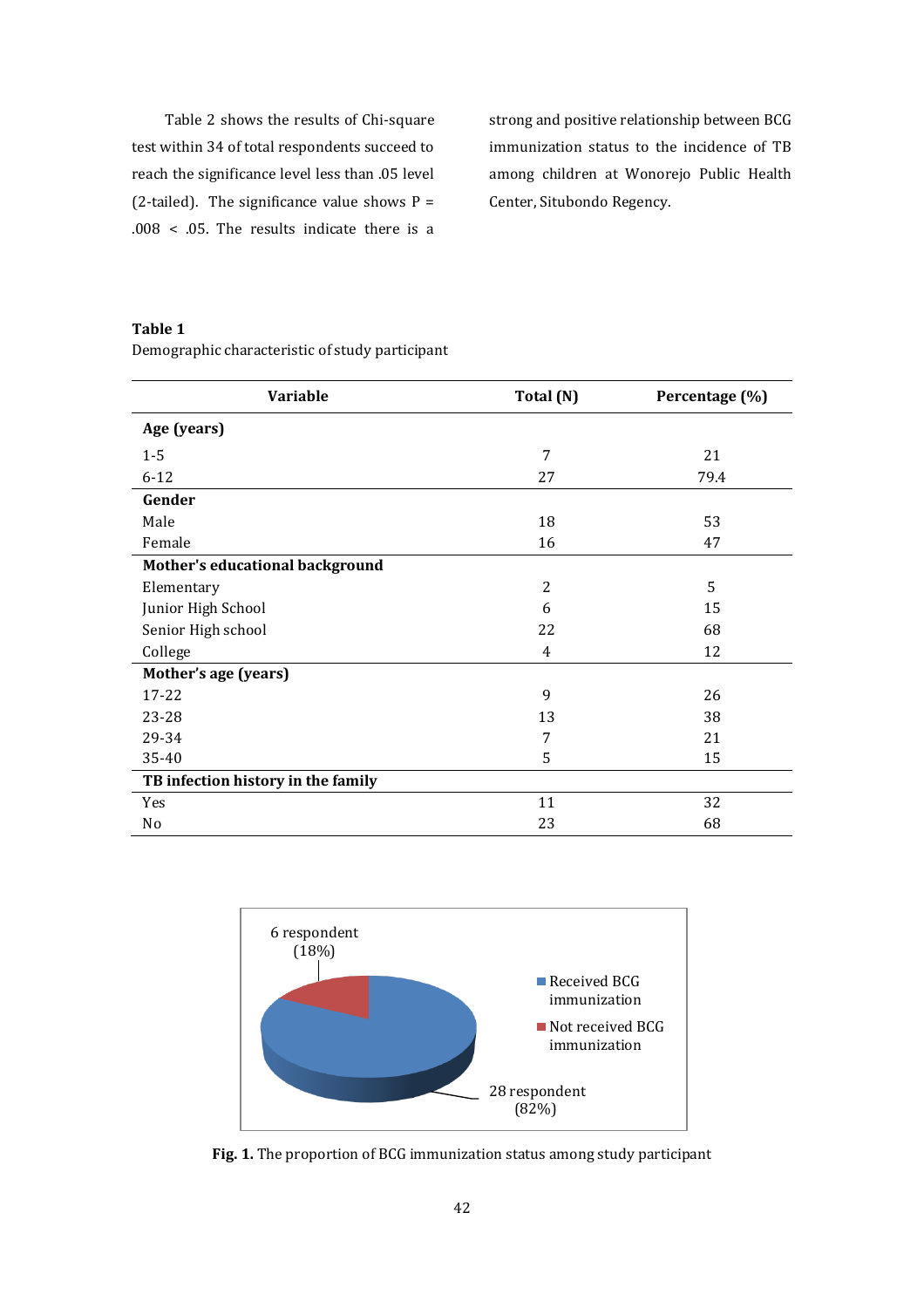Table 2 shows the results of Chi-square test within 34 of total respondents succeed to reach the significance level less than .05 level (2-tailed). The significance value shows P = .008 < .05. The results indicate there is a strong and positive relationship between BCG immunization status to the incidence of TB among children at Wonorejo Public Health Center, Situbondo Regency.

**Table 1**

Demographic characteristic of study participant

| Variable | Total (N) | Percentage (%) |
|---|---|---|
| **Age (years)** | | |
| 1-5 | 7 | 21 |
| 6-12 | 27 | 79.4 |
| **Gender** | | |
| Male | 18 | 53 |
| Female | 16 | 47 |
| **Mother's educational background** | | |
| Elementary | 2 | 5 |
| Junior High School | 6 | 15 |
| Senior High school | 22 | 68 |
| College | 4 | 12 |
| **Mother's age (years)** | | |
| 17-22 | 9 | 26 |
| 23-28 | 13 | 38 |
| 29-34 | 7 | 21 |
| 35-40 | 5 | 15 |
| **TB infection history in the family** | | |
| Yes | 11 | 32 |
| No | 23 | 68 |

6 respondent (18%)

Received BCG immunization

Not received BCG immunization

28 respondent (82%)

**Fig. 1.** The proportion of BCG immunization status among study participant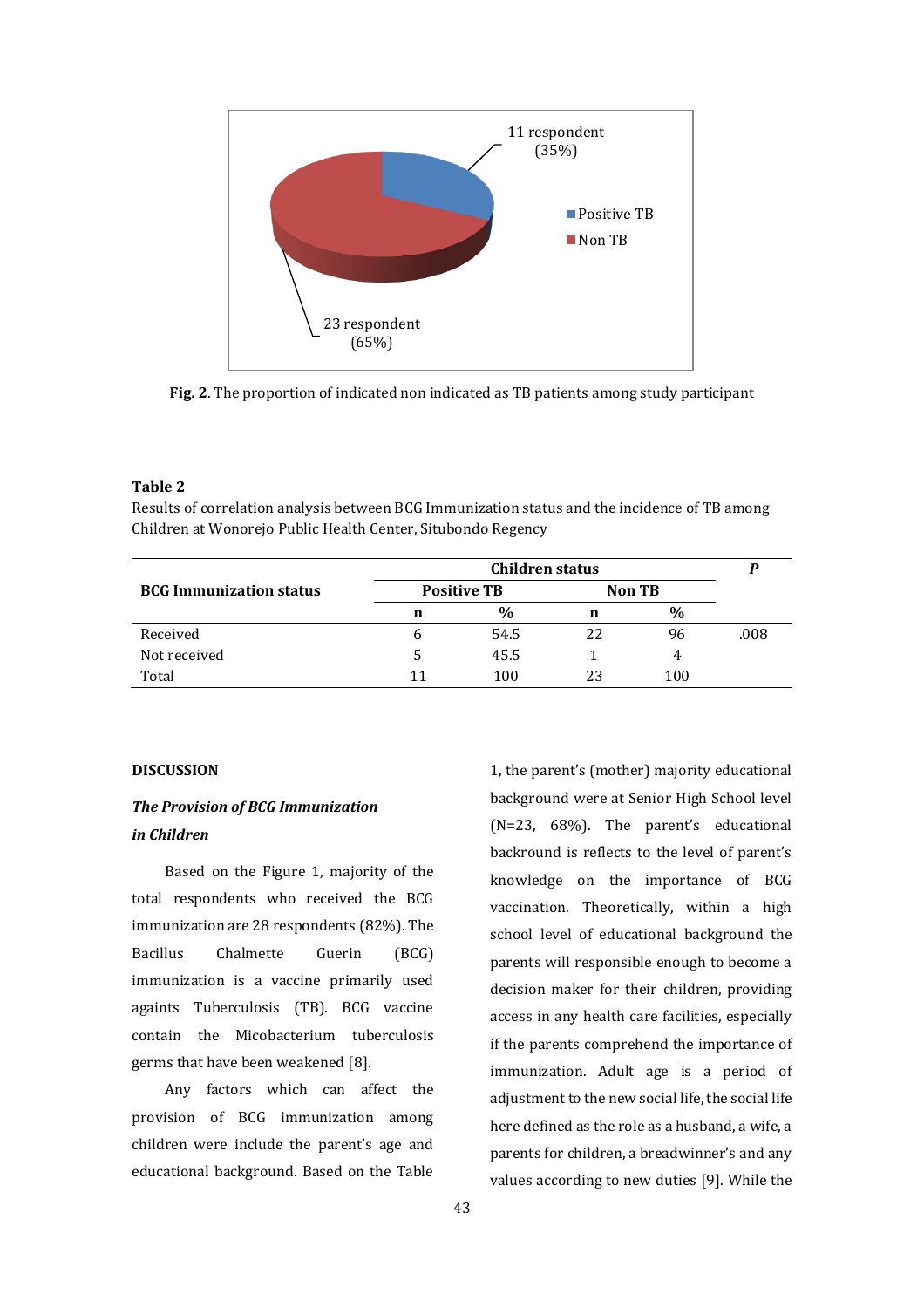11 respondent (35%)

Positive TB

Non TB

23 respondent (65%)

**Fig. 2**. The proportion of indicated non indicated as TB patients among study participant

**Table 2**

Results of correlation analysis between BCG Immunization status and the incidence of TB among Children at Wonorejo Public Health Center, Situbondo Regency

| BCG Immunization status | Children status | | | | P |
|---|---|---|---|---|---|
| | Positive TB | | Non TB | | |
| | n | % | n | % | |
| Received | 6 | 54.5 | 22 | 96 | .008 |
| Not received | 5 | 45.5 | 1 | 4 | |
| Total | 11 | 100 | 23 | 100 | |

## DISCUSSION

### *The Provision of BCG Immunization in Children*

Based on the Figure 1, majority of the total respondents who received the BCG immunization are 28 respondents (82%). The Bacillus Chalmette Guerin (BCG) immunization is a vaccine primarily used againts Tuberculosis (TB). BCG vaccine contain the Micobacterium tuberculosis germs that have been weakened [8].

Any factors which can affect the provision of BCG immunization among children were include the parent's age and educational background. Based on the Table 1, the parent's (mother) majority educational background were at Senior High School level (N=23, 68%). The parent's educational backround is reflects to the level of parent's knowledge on the importance of BCG vaccination. Theoretically, within a high school level of educational background the parents will responsible enough to become a decision maker for their children, providing access in any health care facilities, especially if the parents comprehend the importance of immunization. Adult age is a period of adjustment to the new social life, the social life here defined as the role as a husband, a wife, a parents for children, a breadwinner's and any values according to new duties [9]. While the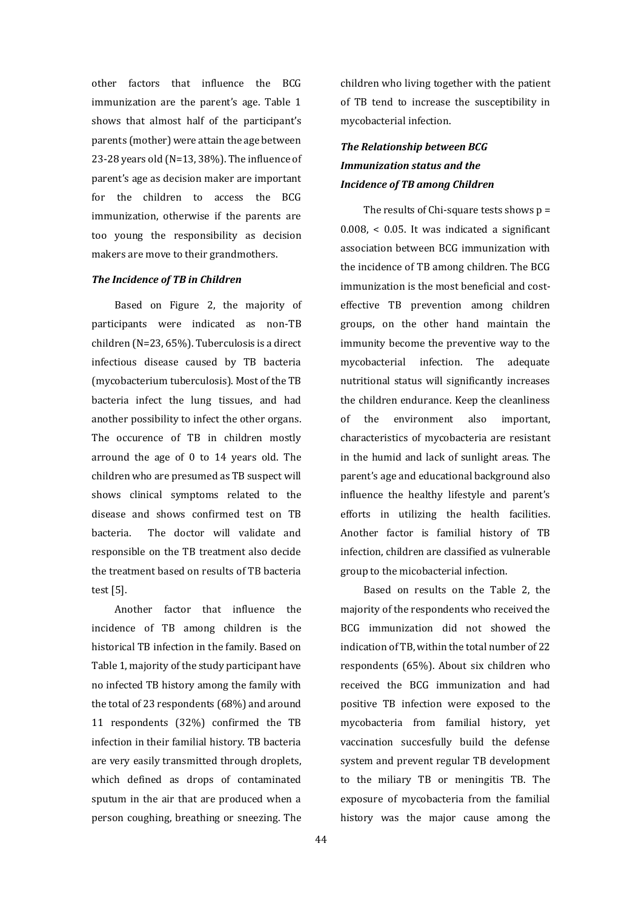other factors that influence the BCG immunization are the parent's age. Table 1 shows that almost half of the participant's parents (mother) were attain the age between 23-28 years old (N=13, 38%). The influence of parent's age as decision maker are important for the children to access the BCG immunization, otherwise if the parents are too young the responsibility as decision makers are move to their grandmothers.

### *The Incidence of TB in Children*

Based on Figure 2, the majority of participants were indicated as non-TB children (N=23, 65%). Tuberculosis is a direct infectious disease caused by TB bacteria (mycobacterium tuberculosis). Most of the TB bacteria infect the lung tissues, and had another possibility to infect the other organs. The occurence of TB in children mostly arround the age of 0 to 14 years old. The children who are presumed as TB suspect will shows clinical symptoms related to the disease and shows confirmed test on TB bacteria. The doctor will validate and responsible on the TB treatment also decide the treatment based on results of TB bacteria test [5].

Another factor that influence the incidence of TB among children is the historical TB infection in the family. Based on Table 1, majority of the study participant have no infected TB history among the family with the total of 23 respondents (68%) and around 11 respondents (32%) confirmed the TB infection in their familial history. TB bacteria are very easily transmitted through droplets, which defined as drops of contaminated sputum in the air that are produced when a person coughing, breathing or sneezing. The children who living together with the patient of TB tend to increase the susceptibility in mycobacterial infection.

### *The Relationship between BCG Immunization status and the Incidence of TB among Children*

The results of Chi-square tests shows $p = 0.008$, $< 0.05$. It was indicated a significant association between BCG immunization with the incidence of TB among children. The BCG immunization is the most beneficial and cost-effective TB prevention among children groups, on the other hand maintain the immunity become the preventive way to the mycobacterial infection. The adequate nutritional status will significantly increases the children endurance. Keep the cleanliness of the environment also important, characteristics of mycobacteria are resistant in the humid and lack of sunlight areas. The parent's age and educational background also influence the healthy lifestyle and parent's efforts in utilizing the health facilities. Another factor is familial history of TB infection, children are classified as vulnerable group to the micobacterial infection.

Based on results on the Table 2, the majority of the respondents who received the BCG immunization did not showed the indication of TB, within the total number of 22 respondents (65%). About six children who received the BCG immunization and had positive TB infection were exposed to the mycobacteria from familial history, yet vaccination succesfully build the defense system and prevent regular TB development to the miliary TB or meningitis TB. The exposure of mycobacteria from the familial history was the major cause among the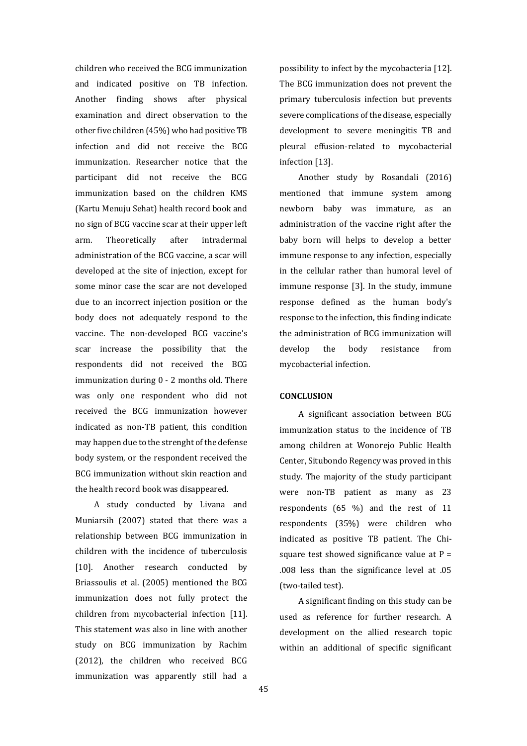children who received the BCG immunization and indicated positive on TB infection. Another finding shows after physical examination and direct observation to the other five children (45%) who had positive TB infection and did not receive the BCG immunization. Researcher notice that the participant did not receive the BCG immunization based on the children KMS (Kartu Menuju Sehat) health record book and no sign of BCG vaccine scar at their upper left arm. Theoretically after intradermal administration of the BCG vaccine, a scar will developed at the site of injection, except for some minor case the scar are not developed due to an incorrect injection position or the body does not adequately respond to the vaccine. The non-developed BCG vaccine's scar increase the possibility that the respondents did not received the BCG immunization during 0 - 2 months old. There was only one respondent who did not received the BCG immunization however indicated as non-TB patient, this condition may happen due to the strenght of the defense body system, or the respondent received the BCG immunization without skin reaction and the health record book was disappeared.

A study conducted by Livana and Muniarsih (2007) stated that there was a relationship between BCG immunization in children with the incidence of tuberculosis [10]. Another research conducted by Briassoulis et al. (2005) mentioned the BCG immunization does not fully protect the children from mycobacterial infection [11]. This statement was also in line with another study on BCG immunization by Rachim (2012), the children who received BCG immunization was apparently still had a possibility to infect by the mycobacteria [12]. The BCG immunization does not prevent the primary tuberculosis infection but prevents severe complications of the disease, especially development to severe meningitis TB and pleural effusion-related to mycobacterial infection [13].

Another study by Rosandali (2016) mentioned that immune system among newborn baby was immature, as an administration of the vaccine right after the baby born will helps to develop a better immune response to any infection, especially in the cellular rather than humoral level of immune response [3]. In the study, immune response defined as the human body's response to the infection, this finding indicate the administration of BCG immunization will develop the body resistance from mycobacterial infection.

## CONCLUSION

A significant association between BCG immunization status to the incidence of TB among children at Wonorejo Public Health Center, Situbondo Regency was proved in this study. The majority of the study participant were non-TB patient as many as 23 respondents (65 %) and the rest of 11 respondents (35%) were children who indicated as positive TB patient. The Chi-square test showed significance value at P = .008 less than the significance level at .05 (two-tailed test).

A significant finding on this study can be used as reference for further research. A development on the allied research topic within an additional of specific significant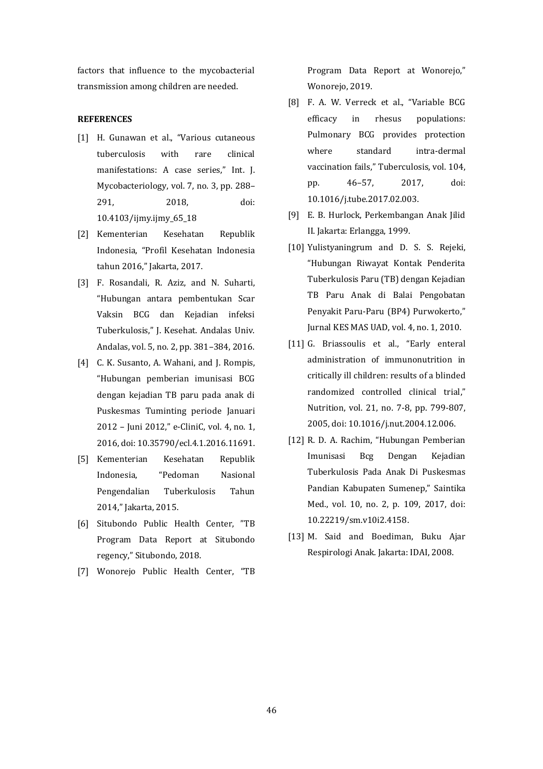factors that influence to the mycobacterial transmission among children are needed.

## REFERENCES

[1] H. Gunawan et al., “Various cutaneous tuberculosis with rare clinical manifestations: A case series,” Int. J. Mycobacteriology, vol. 7, no. 3, pp. 288–291, 2018, doi: 10.4103/ijmy.ijmy_65_18

[2] Kementerian Kesehatan Republik Indonesia, “Profil Kesehatan Indonesia tahun 2016,” Jakarta, 2017.

[3] F. Rosandali, R. Aziz, and N. Suharti, “Hubungan antara pembentukan Scar Vaksin BCG dan Kejadian infeksi Tuberkulosis,” J. Kesehat. Andalas Univ. Andalas, vol. 5, no. 2, pp. 381–384, 2016.

[4] C. K. Susanto, A. Wahani, and J. Rompis, “Hubungan pemberian imunisasi BCG dengan kejadian TB paru pada anak di Puskesmas Tuminting periode Januari 2012 – Juni 2012,” e-CliniC, vol. 4, no. 1, 2016, doi: 10.35790/ecl.4.1.2016.11691.

[5] Kementerian Kesehatan Republik Indonesia, “Pedoman Nasional Pengendalian Tuberkulosis Tahun 2014,” Jakarta, 2015.

[6] Situbondo Public Health Center, ”TB Program Data Report at Situbondo regency,” Situbondo, 2018.

[7] Wonorejo Public Health Center, “TB Program Data Report at Wonorejo,” Wonorejo, 2019.

[8] F. A. W. Verreck et al., “Variable BCG efficacy in rhesus populations: Pulmonary BCG provides protection where standard intra-dermal vaccination fails,” Tuberculosis, vol. 104, pp. 46–57, 2017, doi: 10.1016/j.tube.2017.02.003.

[9] E. B. Hurlock, Perkembangan Anak Jilid II. Jakarta: Erlangga, 1999.

[10] Yulistyaningrum and D. S. S. Rejeki, “Hubungan Riwayat Kontak Penderita Tuberkulosis Paru (TB) dengan Kejadian TB Paru Anak di Balai Pengobatan Penyakit Paru-Paru (BP4) Purwokerto,” Jurnal KES MAS UAD, vol. 4, no. 1, 2010.

[11] G. Briassoulis et al., “Early enteral administration of immunonutrition in critically ill children: results of a blinded randomized controlled clinical trial,” Nutrition, vol. 21, no. 7-8, pp. 799-807, 2005, doi: 10.1016/j.nut.2004.12.006.

[12] R. D. A. Rachim, “Hubungan Pemberian Imunisasi Bcg Dengan Kejadian Tuberkulosis Pada Anak Di Puskesmas Pandian Kabupaten Sumenep,” Saintika Med., vol. 10, no. 2, p. 109, 2017, doi: 10.22219/sm.v10i2.4158.

[13] M. Said and Boediman, Buku Ajar Respirologi Anak. Jakarta: IDAI, 2008.